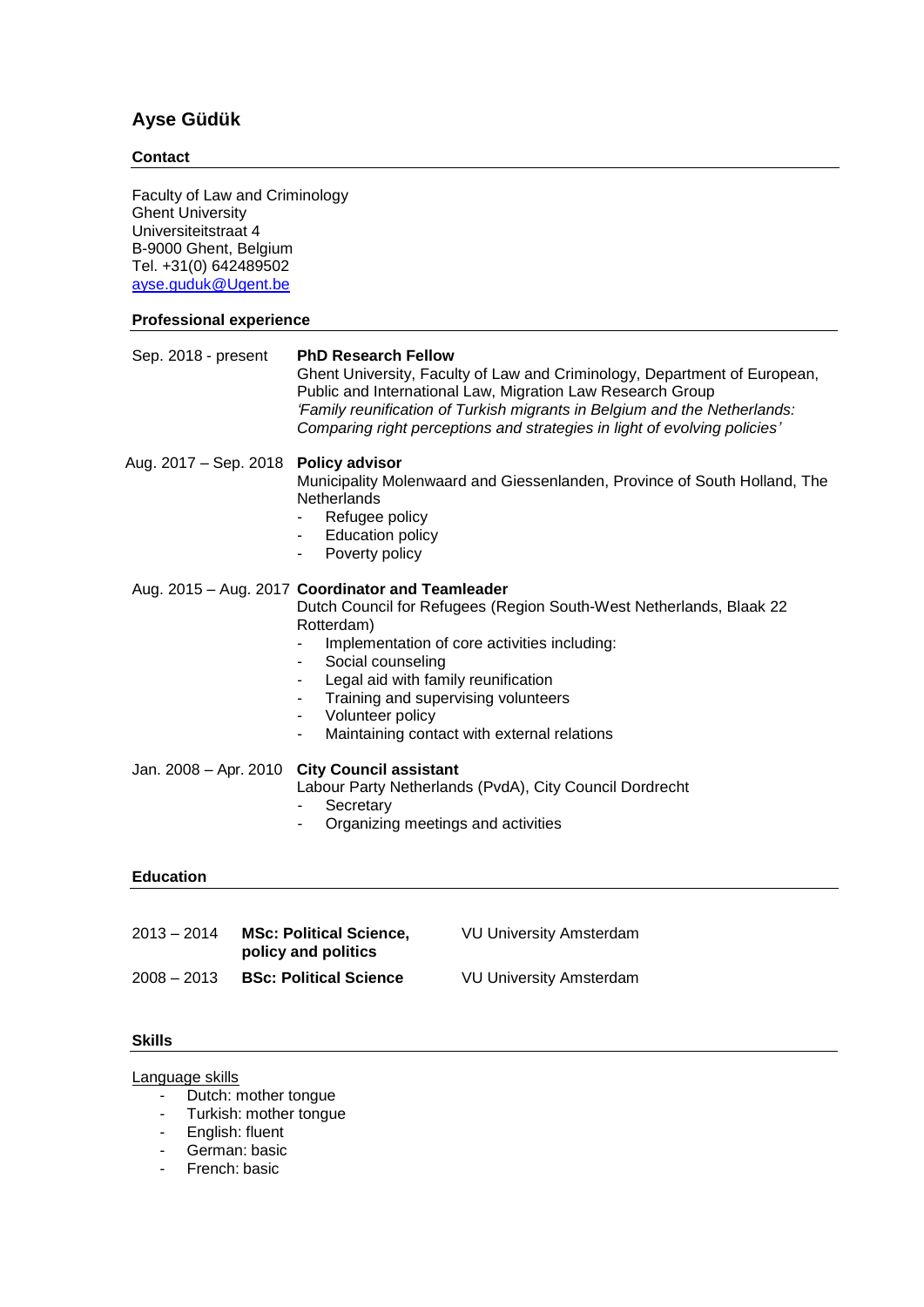# Ayse Güdük

## Contact

Faculty of Law and Criminology
Ghent University
Universiteitstraat 4
B-9000 Ghent, Belgium
Tel. +31(0) 642489502
[ayse.guduk@Ugent.be](mailto:ayse.guduk@Ugent.be)

## Professional experience

Sep. 2018 - present **PhD Research Fellow**
Ghent University, Faculty of Law and Criminology, Department of European, Public and International Law, Migration Law Research Group
*'Family reunification of Turkish migrants in Belgium and the Netherlands: Comparing right perceptions and strategies in light of evolving policies'*

Aug. 2017 – Sep. 2018 **Policy advisor**
Municipality Molenwaard and Giessenlanden, Province of South Holland, The Netherlands
- Refugee policy
- Education policy
- Poverty policy

Aug. 2015 – Aug. 2017 **Coordinator and Teamleader**
Dutch Council for Refugees (Region South-West Netherlands, Blaak 22 Rotterdam)
- Implementation of core activities including:
- Social counseling
- Legal aid with family reunification
- Training and supervising volunteers
- Volunteer policy
- Maintaining contact with external relations

Jan. 2008 – Apr. 2010 **City Council assistant**
Labour Party Netherlands (PvdA), City Council Dordrecht
- Secretary
- Organizing meetings and activities

## Education

| | | |
|---|---|---|
| 2013 – 2014 | **MSc: Political Science, policy and politics** | VU University Amsterdam |
| 2008 – 2013 | **BSc: Political Science** | VU University Amsterdam |

## Skills

Language skills
- Dutch: mother tongue
- Turkish: mother tongue
- English: fluent
- German: basic
- French: basic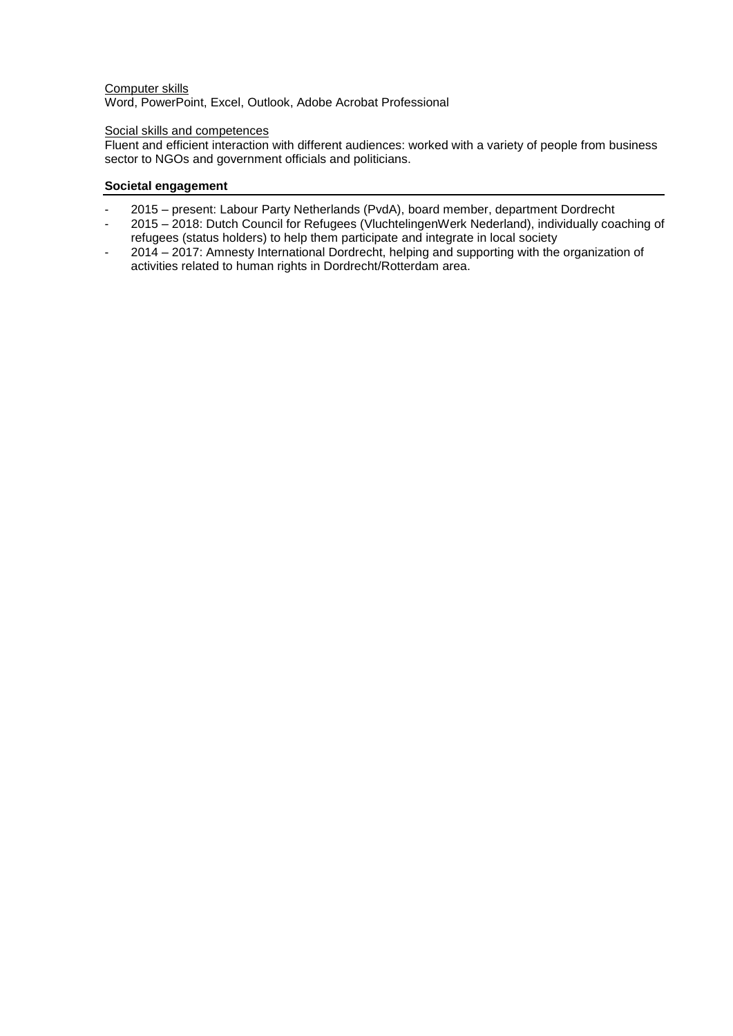Computer skills

Word, PowerPoint, Excel, Outlook, Adobe Acrobat Professional

Social skills and competences

Fluent and efficient interaction with different audiences: worked with a variety of people from business sector to NGOs and government officials and politicians.

## Societal engagement

- 2015 – present: Labour Party Netherlands (PvdA), board member, department Dordrecht
- 2015 – 2018: Dutch Council for Refugees (VluchtelingenWerk Nederland), individually coaching of refugees (status holders) to help them participate and integrate in local society
- 2014 – 2017: Amnesty International Dordrecht, helping and supporting with the organization of activities related to human rights in Dordrecht/Rotterdam area.